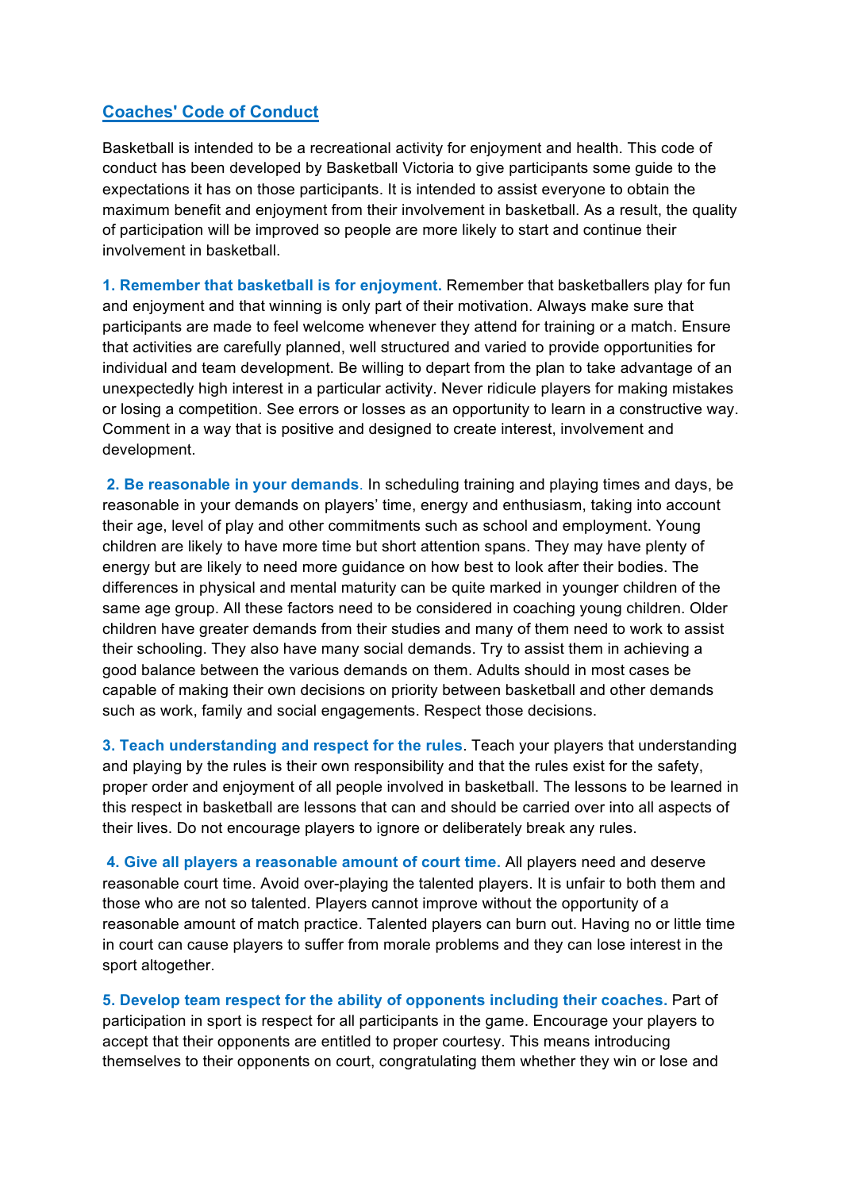## Coaches' Code of Conduct

Basketball is intended to be a recreational activity for enjoyment and health. This code of conduct has been developed by Basketball Victoria to give participants some guide to the expectations it has on those participants. It is intended to assist everyone to obtain the maximum benefit and enjoyment from their involvement in basketball. As a result, the quality of participation will be improved so people are more likely to start and continue their involvement in basketball.

**1. Remember that basketball is for enjoyment.** Remember that basketballers play for fun and enjoyment and that winning is only part of their motivation. Always make sure that participants are made to feel welcome whenever they attend for training or a match. Ensure that activities are carefully planned, well structured and varied to provide opportunities for individual and team development. Be willing to depart from the plan to take advantage of an unexpectedly high interest in a particular activity. Never ridicule players for making mistakes or losing a competition. See errors or losses as an opportunity to learn in a constructive way. Comment in a way that is positive and designed to create interest, involvement and development.

**2. Be reasonable in your demands**. In scheduling training and playing times and days, be reasonable in your demands on players' time, energy and enthusiasm, taking into account their age, level of play and other commitments such as school and employment. Young children are likely to have more time but short attention spans. They may have plenty of energy but are likely to need more guidance on how best to look after their bodies. The differences in physical and mental maturity can be quite marked in younger children of the same age group. All these factors need to be considered in coaching young children. Older children have greater demands from their studies and many of them need to work to assist their schooling. They also have many social demands. Try to assist them in achieving a good balance between the various demands on them. Adults should in most cases be capable of making their own decisions on priority between basketball and other demands such as work, family and social engagements. Respect those decisions.

**3. Teach understanding and respect for the rules**. Teach your players that understanding and playing by the rules is their own responsibility and that the rules exist for the safety, proper order and enjoyment of all people involved in basketball. The lessons to be learned in this respect in basketball are lessons that can and should be carried over into all aspects of their lives. Do not encourage players to ignore or deliberately break any rules.

**4. Give all players a reasonable amount of court time.** All players need and deserve reasonable court time. Avoid over-playing the talented players. It is unfair to both them and those who are not so talented. Players cannot improve without the opportunity of a reasonable amount of match practice. Talented players can burn out. Having no or little time in court can cause players to suffer from morale problems and they can lose interest in the sport altogether.

**5. Develop team respect for the ability of opponents including their coaches.** Part of participation in sport is respect for all participants in the game. Encourage your players to accept that their opponents are entitled to proper courtesy. This means introducing themselves to their opponents on court, congratulating them whether they win or lose and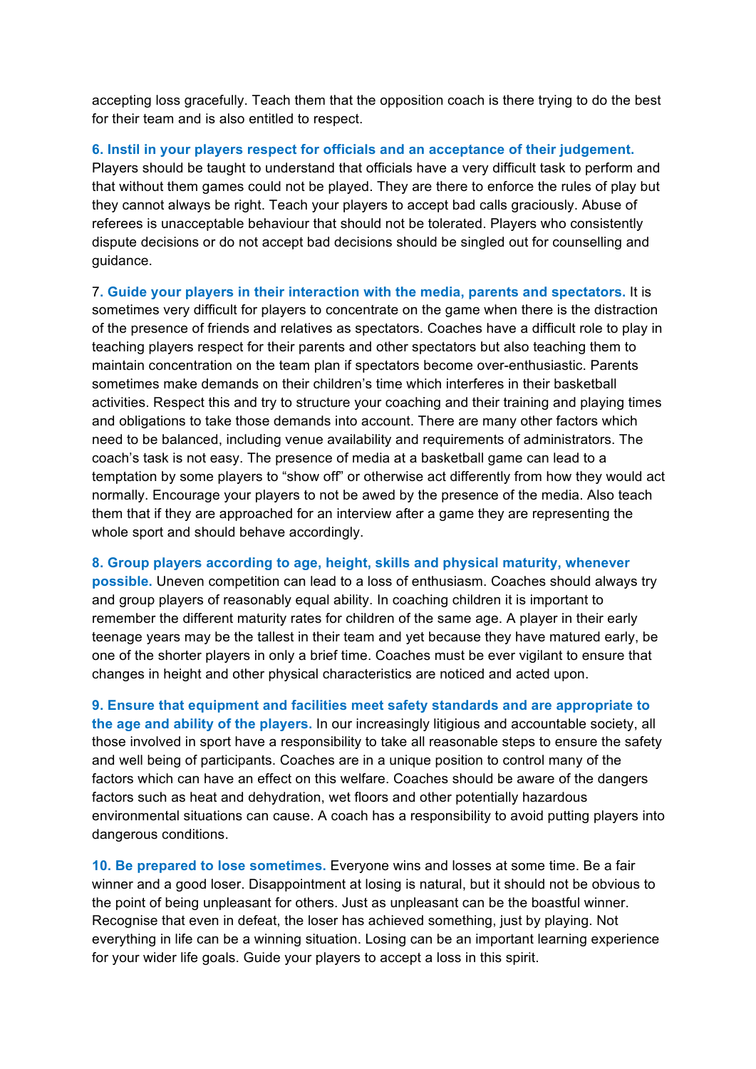accepting loss gracefully. Teach them that the opposition coach is there trying to do the best for their team and is also entitled to respect.

**6. Instil in your players respect for officials and an acceptance of their judgement.** Players should be taught to understand that officials have a very difficult task to perform and that without them games could not be played. They are there to enforce the rules of play but they cannot always be right. Teach your players to accept bad calls graciously. Abuse of referees is unacceptable behaviour that should not be tolerated. Players who consistently dispute decisions or do not accept bad decisions should be singled out for counselling and guidance.

7. **Guide your players in their interaction with the media, parents and spectators.** It is sometimes very difficult for players to concentrate on the game when there is the distraction of the presence of friends and relatives as spectators. Coaches have a difficult role to play in teaching players respect for their parents and other spectators but also teaching them to maintain concentration on the team plan if spectators become over-enthusiastic. Parents sometimes make demands on their children's time which interferes in their basketball activities. Respect this and try to structure your coaching and their training and playing times and obligations to take those demands into account. There are many other factors which need to be balanced, including venue availability and requirements of administrators. The coach's task is not easy. The presence of media at a basketball game can lead to a temptation by some players to "show off" or otherwise act differently from how they would act normally. Encourage your players to not be awed by the presence of the media. Also teach them that if they are approached for an interview after a game they are representing the whole sport and should behave accordingly.

**8. Group players according to age, height, skills and physical maturity, whenever possible.** Uneven competition can lead to a loss of enthusiasm. Coaches should always try and group players of reasonably equal ability. In coaching children it is important to remember the different maturity rates for children of the same age. A player in their early teenage years may be the tallest in their team and yet because they have matured early, be one of the shorter players in only a brief time. Coaches must be ever vigilant to ensure that changes in height and other physical characteristics are noticed and acted upon.

**9. Ensure that equipment and facilities meet safety standards and are appropriate to the age and ability of the players.** In our increasingly litigious and accountable society, all those involved in sport have a responsibility to take all reasonable steps to ensure the safety and well being of participants. Coaches are in a unique position to control many of the factors which can have an effect on this welfare. Coaches should be aware of the dangers factors such as heat and dehydration, wet floors and other potentially hazardous environmental situations can cause. A coach has a responsibility to avoid putting players into dangerous conditions.

**10. Be prepared to lose sometimes.** Everyone wins and losses at some time. Be a fair winner and a good loser. Disappointment at losing is natural, but it should not be obvious to the point of being unpleasant for others. Just as unpleasant can be the boastful winner. Recognise that even in defeat, the loser has achieved something, just by playing. Not everything in life can be a winning situation. Losing can be an important learning experience for your wider life goals. Guide your players to accept a loss in this spirit.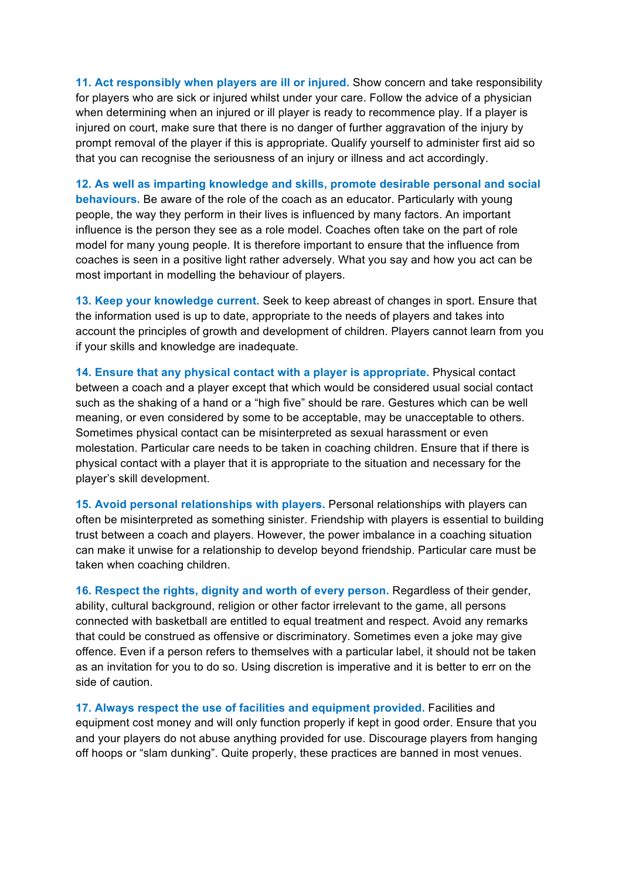**11. Act responsibly when players are ill or injured.** Show concern and take responsibility for players who are sick or injured whilst under your care. Follow the advice of a physician when determining when an injured or ill player is ready to recommence play. If a player is injured on court, make sure that there is no danger of further aggravation of the injury by prompt removal of the player if this is appropriate. Qualify yourself to administer first aid so that you can recognise the seriousness of an injury or illness and act accordingly.

**12. As well as imparting knowledge and skills, promote desirable personal and social behaviours.** Be aware of the role of the coach as an educator. Particularly with young people, the way they perform in their lives is influenced by many factors. An important influence is the person they see as a role model. Coaches often take on the part of role model for many young people. It is therefore important to ensure that the influence from coaches is seen in a positive light rather adversely. What you say and how you act can be most important in modelling the behaviour of players.

**13. Keep your knowledge current.** Seek to keep abreast of changes in sport. Ensure that the information used is up to date, appropriate to the needs of players and takes into account the principles of growth and development of children. Players cannot learn from you if your skills and knowledge are inadequate.

**14. Ensure that any physical contact with a player is appropriate.** Physical contact between a coach and a player except that which would be considered usual social contact such as the shaking of a hand or a "high five" should be rare. Gestures which can be well meaning, or even considered by some to be acceptable, may be unacceptable to others. Sometimes physical contact can be misinterpreted as sexual harassment or even molestation. Particular care needs to be taken in coaching children. Ensure that if there is physical contact with a player that it is appropriate to the situation and necessary for the player's skill development.

**15. Avoid personal relationships with players.** Personal relationships with players can often be misinterpreted as something sinister. Friendship with players is essential to building trust between a coach and players. However, the power imbalance in a coaching situation can make it unwise for a relationship to develop beyond friendship. Particular care must be taken when coaching children.

**16. Respect the rights, dignity and worth of every person.** Regardless of their gender, ability, cultural background, religion or other factor irrelevant to the game, all persons connected with basketball are entitled to equal treatment and respect. Avoid any remarks that could be construed as offensive or discriminatory. Sometimes even a joke may give offence. Even if a person refers to themselves with a particular label, it should not be taken as an invitation for you to do so. Using discretion is imperative and it is better to err on the side of caution.

**17. Always respect the use of facilities and equipment provided.** Facilities and equipment cost money and will only function properly if kept in good order. Ensure that you and your players do not abuse anything provided for use. Discourage players from hanging off hoops or "slam dunking". Quite properly, these practices are banned in most venues.